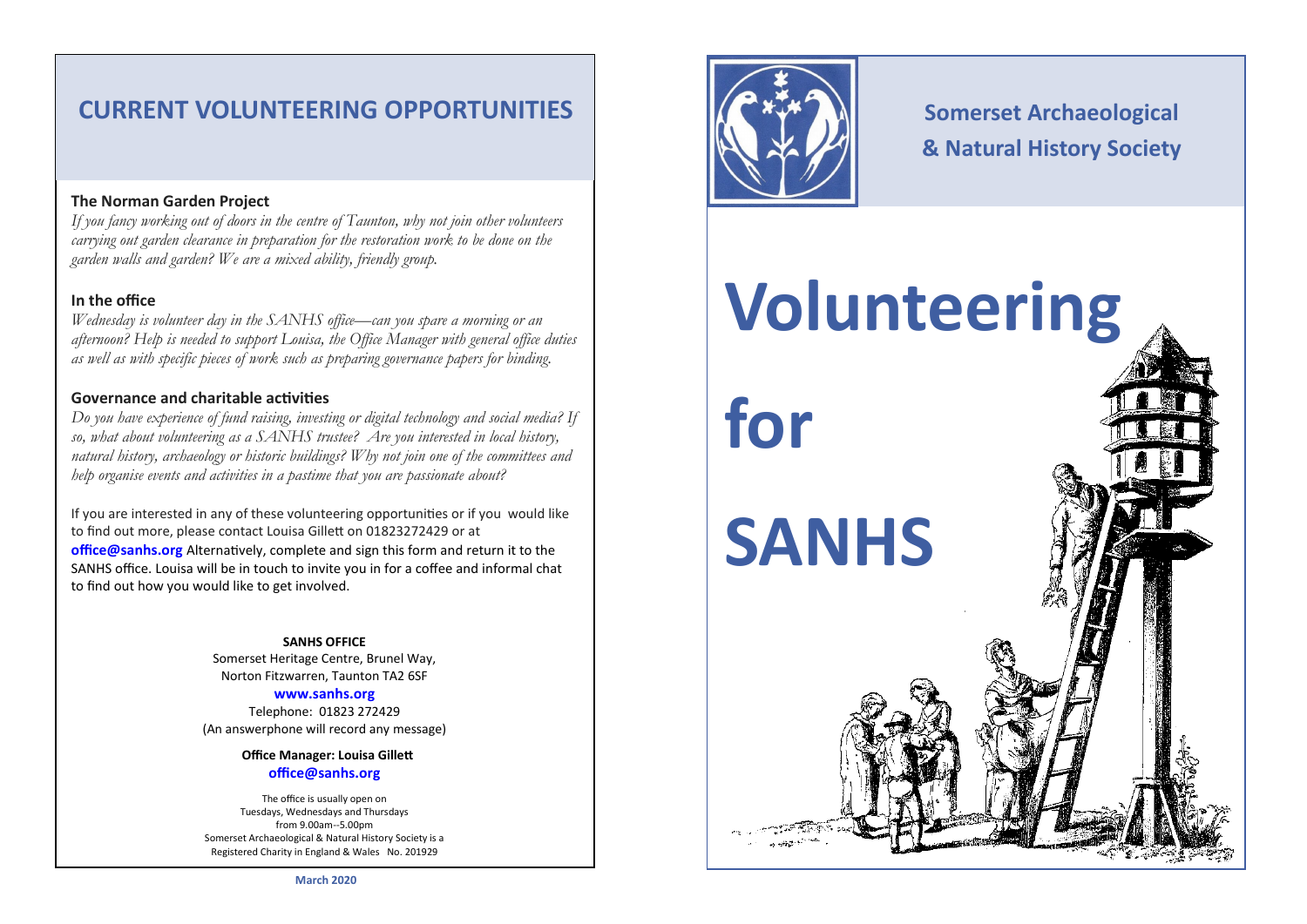## CURRENT VOLUNTEERING OPPORTUNITIES

**The Norman Garden Project**

*If you fancy working out of doors in the centre of Taunton, why not join other volunteers carrying out garden clearance in preparation for the restoration work to be done on the garden walls and garden? We are a mixed ability, friendly group.*

**In the office**

*Wednesday is volunteer day in the SANHS office—can you spare a morning or an afternoon? Help is needed to support Louisa, the Office Manager with general office duties as well as with specific pieces of work such as preparing governance papers for binding.*

**Governance and charitable activities**

*Do you have experience of fund raising, investing or digital technology and social media? If so, what about volunteering as a SANHS trustee? Are you interested in local history, natural history, archaeology or historic buildings? Why not join one of the committees and help organise events and activities in a pastime that you are passionate about?*

If you are interested in any of these volunteering opportunities or if you would like to find out more, please contact Louisa Gillett on 01823272429 or at **office@sanhs.org** Alternatively, complete and sign this form and return it to the SANHS office. Louisa will be in touch to invite you in for a coffee and informal chat to find out how you would like to get involved.

**SANHS OFFICE**
Somerset Heritage Centre, Brunel Way,
Norton Fitzwarren, Taunton TA2 6SF
**www.sanhs.org**
Telephone: 01823 272429
(An answerphone will record any message)

**Office Manager: Louisa Gillett**
**office@sanhs.org**

The office is usually open on
Tuesdays, Wednesdays and Thursdays
from 9.00am--5.00pm
Somerset Archaeological & Natural History Society is a
Registered Charity in England & Wales No. 201929

**March 2020**

## Somerset Archaeological & Natural History Society

# Volunteering for SANHS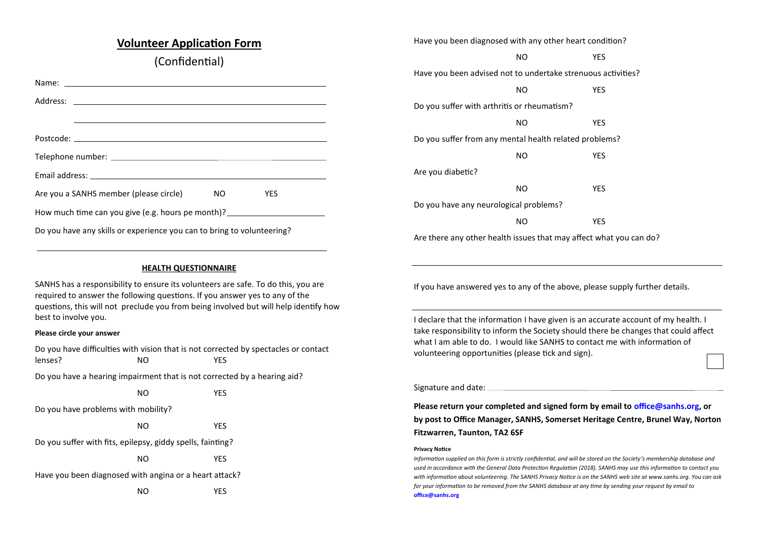# **Volunteer Application Form**

(Confidential)

Name: ______________________________

Address: ______________________________

______________________________

Postcode: ______________________________

Telephone number: ______________________________

Email address: ______________________________

Are you a SANHS member (please circle)   NO   YES

How much time can you give (e.g. hours pe month)? ______________________________

Do you have any skills or experience you can to bring to volunteering?

______________________________

## **HEALTH QUESTIONNAIRE**

SANHS has a responsibility to ensure its volunteers are safe. To do this, you are required to answer the following questions. If you answer yes to any of the questions, this will not preclude you from being involved but will help identify how best to involve you.

**Please circle your answer**

Do you have difficulties with vision that is not corrected by spectacles or contact lenses?   NO   YES

Do you have a hearing impairment that is not corrected by a hearing aid?

NO   YES

Do you have problems with mobility?

NO   YES

Do you suffer with fits, epilepsy, giddy spells, fainting?

NO   YES

Have you been diagnosed with angina or a heart attack?

NO   YES

Have you been diagnosed with any other heart condition?

NO   YES

Have you been advised not to undertake strenuous activities?

NO   YES

Do you suffer with arthritis or rheumatism?

NO   YES

Do you suffer from any mental health related problems?

NO   YES

Are you diabetic?

NO   YES

Do you have any neurological problems?

NO   YES

Are there any other health issues that may affect what you can do?

______________________________

If you have answered yes to any of the above, please supply further details.

______________________________

I declare that the information I have given is an accurate account of my health. I take responsibility to inform the Society should there be changes that could affect what I am able to do. I would like SANHS to contact me with information of volunteering opportunities (please tick and sign). ☐

Signature and date: ______________________________

**Please return your completed and signed form by email to office@sanhs.org, or by post to Office Manager, SANHS, Somerset Heritage Centre, Brunel Way, Norton Fitzwarren, Taunton, TA2 6SF**

**Privacy Notice**

*Information supplied on this form is strictly confidential, and will be stored on the Society's membership database and used in accordance with the General Data Protection Regulation (2018). SANHS may use this information to contact you with information about volunteering. The SANHS Privacy Notice is on the SANHS web site at www.sanhs.org. You can ask for your information to be removed from the SANHS database at any time by sending your request by email to* **office@sanhs.org**